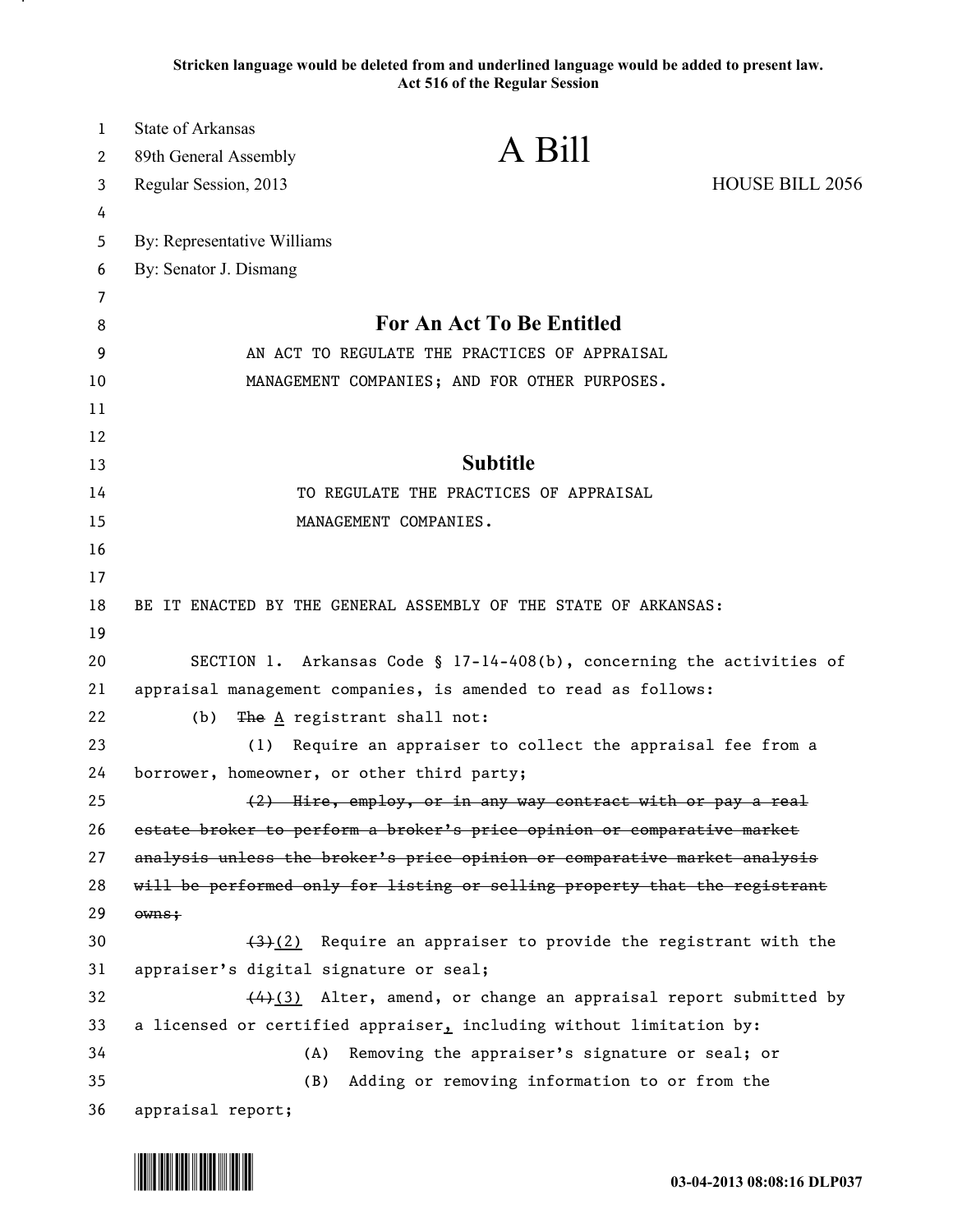**Stricken language would be deleted from and underlined language would be added to present law.**
**Act 516 of the Regular Session**

State of Arkansas
89th General Assembly
Regular Session, 2013

# A Bill

HOUSE BILL 2056

By: Representative Williams
By: Senator J. Dismang

## For An Act To Be Entitled

AN ACT TO REGULATE THE PRACTICES OF APPRAISAL MANAGEMENT COMPANIES; AND FOR OTHER PURPOSES.

## Subtitle

TO REGULATE THE PRACTICES OF APPRAISAL MANAGEMENT COMPANIES.

BE IT ENACTED BY THE GENERAL ASSEMBLY OF THE STATE OF ARKANSAS:

SECTION 1. Arkansas Code § 17-14-408(b), concerning the activities of appraisal management companies, is amended to read as follows:

(b) ~~The~~ <u>A</u> registrant shall not:

(1) Require an appraiser to collect the appraisal fee from a borrower, homeowner, or other third party;

~~(2) Hire, employ, or in any way contract with or pay a real estate broker to perform a broker's price opinion or comparative market analysis unless the broker's price opinion or comparative market analysis will be performed only for listing or selling property that the registrant owns;~~

~~(3)~~<u>(2)</u> Require an appraiser to provide the registrant with the appraiser's digital signature or seal;

~~(4)~~<u>(3)</u> Alter, amend, or change an appraisal report submitted by a licensed or certified appraiser<u>,</u> including without limitation by:

(A) Removing the appraiser's signature or seal; or

(B) Adding or removing information to or from the appraisal report;

03-04-2013 08:08:16 DLP037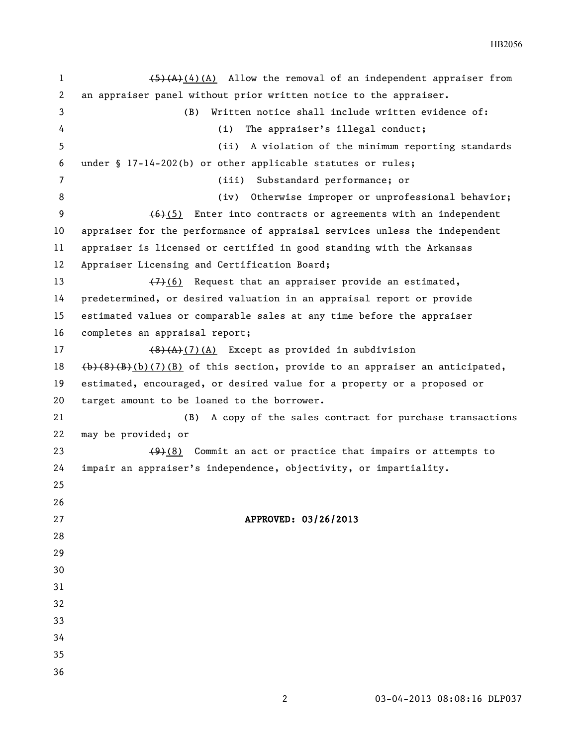~~(5)(A)~~(4)(A) Allow the removal of an independent appraiser from an appraiser panel without prior written notice to the appraiser.

(B) Written notice shall include written evidence of:

(i) The appraiser's illegal conduct;

(ii) A violation of the minimum reporting standards under § 17-14-202(b) or other applicable statutes or rules;

(iii) Substandard performance; or

(iv) Otherwise improper or unprofessional behavior;

~~(6)~~(5) Enter into contracts or agreements with an independent appraiser for the performance of appraisal services unless the independent appraiser is licensed or certified in good standing with the Arkansas Appraiser Licensing and Certification Board;

~~(7)~~(6) Request that an appraiser provide an estimated, predetermined, or desired valuation in an appraisal report or provide estimated values or comparable sales at any time before the appraiser completes an appraisal report;

~~(8)(A)~~(7)(A) Except as provided in subdivision ~~(b)(8)(B)~~(b)(7)(B) of this section, provide to an appraiser an anticipated, estimated, encouraged, or desired value for a property or a proposed or target amount to be loaned to the borrower.

(B) A copy of the sales contract for purchase transactions may be provided; or

~~(9)~~(8) Commit an act or practice that impairs or attempts to impair an appraiser's independence, objectivity, or impartiality.

**APPROVED: 03/26/2013**